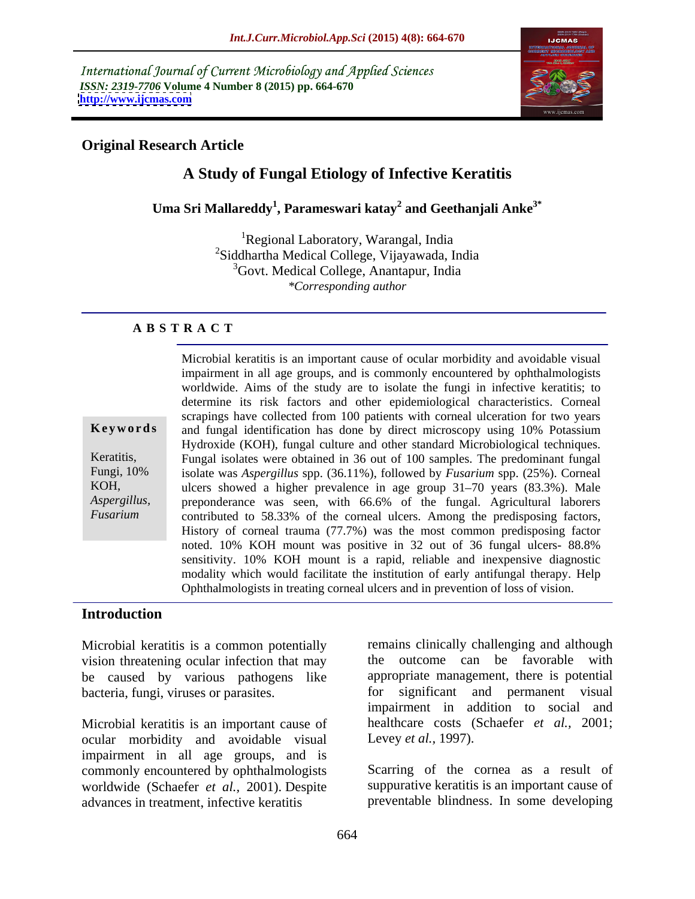International Journal of Current Microbiology and Applied Sciences
*ISSN: 2319-7706* **Volume 4 Number 8 (2015) pp. 664-670**
**http://www.ijcmas.com**

**Original Research Article**

# A Study of Fungal Etiology of Infective Keratitis

**Uma Sri Mallareddy[1], Parameswari katay[2] and Geethanjali Anke[3*]**

[1]Regional Laboratory, Warangal, India
[2]Siddhartha Medical College, Vijayawada, India
[3]Govt. Medical College, Anantapur, India
*\*Corresponding author*

## ABSTRACT

**Keywords**

Keratitis, Fungi, 10% KOH, *Aspergillus*, *Fusarium*

Microbial keratitis is an important cause of ocular morbidity and avoidable visual impairment in all age groups, and is commonly encountered by ophthalmologists worldwide. Aims of the study are to isolate the fungi in infective keratitis; to determine its risk factors and other epidemiological characteristics. Corneal scrapings have collected from 100 patients with corneal ulceration for two years and fungal identification has done by direct microscopy using 10% Potassium Hydroxide (KOH), fungal culture and other standard Microbiological techniques. Fungal isolates were obtained in 36 out of 100 samples. The predominant fungal isolate was *Aspergillus* spp. (36.11%), followed by *Fusarium* spp. (25%). Corneal ulcers showed a higher prevalence in age group 31–70 years (83.3%). Male preponderance was seen, with 66.6% of the fungal. Agricultural laborers contributed to 58.33% of the corneal ulcers. Among the predisposing factors, History of corneal trauma (77.7%) was the most common predisposing factor noted. 10% KOH mount was positive in 32 out of 36 fungal ulcers- 88.8% sensitivity. 10% KOH mount is a rapid, reliable and inexpensive diagnostic modality which would facilitate the institution of early antifungal therapy. Help Ophthalmologists in treating corneal ulcers and in prevention of loss of vision.

## Introduction

Microbial keratitis is a common potentially vision threatening ocular infection that may be caused by various pathogens like bacteria, fungi, viruses or parasites.

Microbial keratitis is an important cause of ocular morbidity and avoidable visual impairment in all age groups, and is commonly encountered by ophthalmologists worldwide (Schaefer *et al.,* 2001). Despite advances in treatment, infective keratitis remains clinically challenging and although the outcome can be favorable with appropriate management, there is potential for significant and permanent visual impairment in addition to social and healthcare costs (Schaefer *et al.,* 2001; Levey *et al.,* 1997).

Scarring of the cornea as a result of suppurative keratitis is an important cause of preventable blindness. In some developing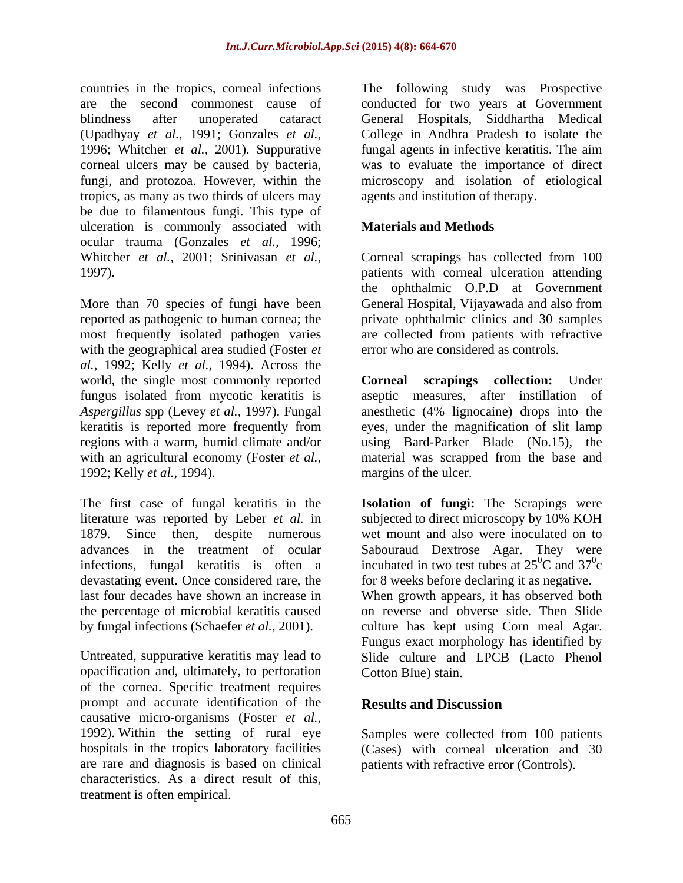countries in the tropics, corneal infections are the second commonest cause of blindness after unoperated cataract (Upadhyay *et al.,* 1991; Gonzales *et al.,* 1996; Whitcher *et al.,* 2001). Suppurative corneal ulcers may be caused by bacteria, fungi, and protozoa. However, within the tropics, as many as two thirds of ulcers may be due to filamentous fungi. This type of ulceration is commonly associated with ocular trauma (Gonzales *et al.,* 1996; Whitcher *et al.,* 2001; Srinivasan *et al.,* 1997).

More than 70 species of fungi have been reported as pathogenic to human cornea; the most frequently isolated pathogen varies with the geographical area studied (Foster *et al.,* 1992; Kelly *et al.,* 1994). Across the world, the single most commonly reported fungus isolated from mycotic keratitis is *Aspergillus* spp (Levey *et al.,* 1997). Fungal keratitis is reported more frequently from regions with a warm, humid climate and/or with an agricultural economy (Foster *et al.,* 1992; Kelly *et al.,* 1994).

The first case of fungal keratitis in the literature was reported by Leber *et al.* in 1879. Since then, despite numerous advances in the treatment of ocular infections, fungal keratitis is often a devastating event. Once considered rare, the last four decades have shown an increase in the percentage of microbial keratitis caused by fungal infections (Schaefer *et al.,* 2001).

Untreated, suppurative keratitis may lead to opacification and, ultimately, to perforation of the cornea. Specific treatment requires prompt and accurate identification of the causative micro-organisms (Foster *et al.,* 1992). Within the setting of rural eye hospitals in the tropics laboratory facilities are rare and diagnosis is based on clinical characteristics. As a direct result of this, treatment is often empirical.

The following study was Prospective conducted for two years at Government General Hospitals, Siddhartha Medical College in Andhra Pradesh to isolate the fungal agents in infective keratitis. The aim was to evaluate the importance of direct microscopy and isolation of etiological agents and institution of therapy.

## Materials and Methods

Corneal scrapings has collected from 100 patients with corneal ulceration attending the ophthalmic O.P.D at Government General Hospital, Vijayawada and also from private ophthalmic clinics and 30 samples are collected from patients with refractive error who are considered as controls.

**Corneal scrapings collection:** Under aseptic measures, after instillation of anesthetic (4% lignocaine) drops into the eyes, under the magnification of slit lamp using Bard-Parker Blade (No.15), the material was scrapped from the base and margins of the ulcer.

**Isolation of fungi:** The Scrapings were subjected to direct microscopy by 10% KOH wet mount and also were inoculated on to Sabouraud Dextrose Agar. They were incubated in two test tubes at $25^0$C and $37^0$c for 8 weeks before declaring it as negative. When growth appears, it has observed both on reverse and obverse side. Then Slide culture has kept using Corn meal Agar. Fungus exact morphology has identified by Slide culture and LPCB (Lacto Phenol Cotton Blue) stain.

## Results and Discussion

Samples were collected from 100 patients (Cases) with corneal ulceration and 30 patients with refractive error (Controls).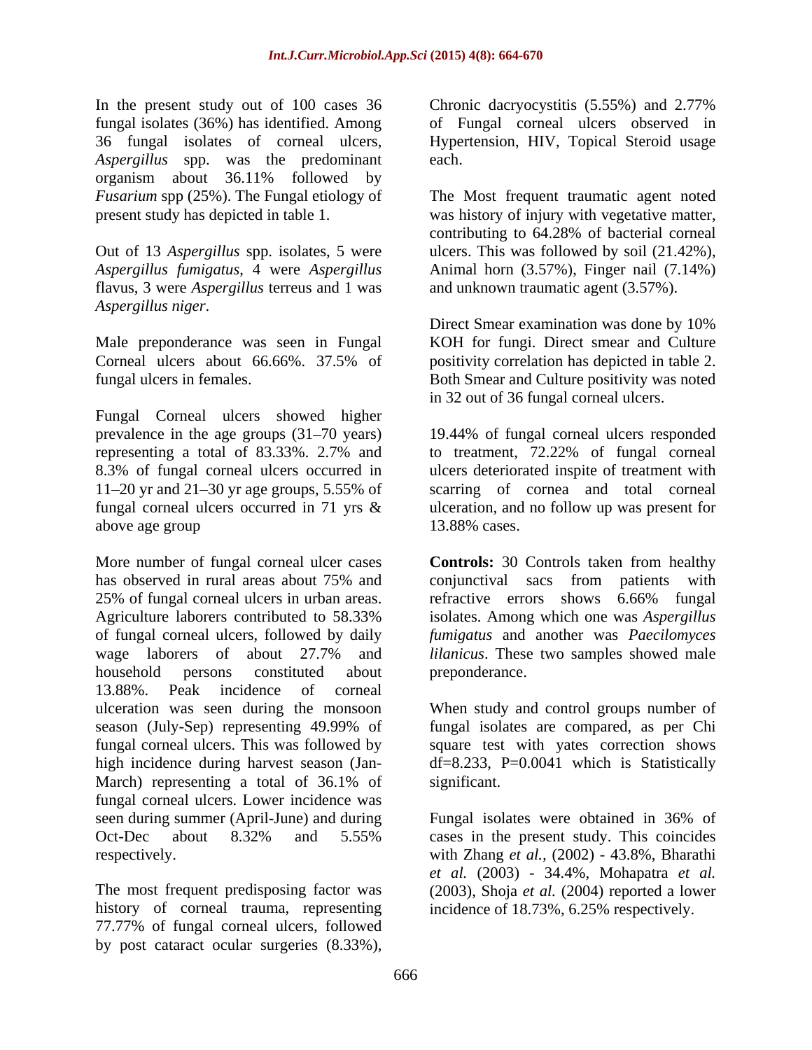In the present study out of 100 cases 36 fungal isolates (36%) has identified. Among 36 fungal isolates of corneal ulcers, *Aspergillus* spp. was the predominant organism about 36.11% followed by *Fusarium* spp (25%). The Fungal etiology of present study has depicted in table 1.

Out of 13 *Aspergillus* spp. isolates, 5 were *Aspergillus fumigatus*, 4 were *Aspergillus* flavus, 3 were *Aspergillus* terreus and 1 was *Aspergillus niger*.

Male preponderance was seen in Fungal Corneal ulcers about 66.66%. 37.5% of fungal ulcers in females.

Fungal Corneal ulcers showed higher prevalence in the age groups (31–70 years) representing a total of 83.33%. 2.7% and 8.3% of fungal corneal ulcers occurred in 11–20 yr and 21–30 yr age groups, 5.55% of fungal corneal ulcers occurred in 71 yrs & above age group

More number of fungal corneal ulcer cases has observed in rural areas about 75% and 25% of fungal corneal ulcers in urban areas. Agriculture laborers contributed to 58.33% of fungal corneal ulcers, followed by daily wage laborers of about 27.7% and household persons constituted about 13.88%. Peak incidence of corneal ulceration was seen during the monsoon season (July-Sep) representing 49.99% of fungal corneal ulcers. This was followed by high incidence during harvest season (Jan-March) representing a total of 36.1% of fungal corneal ulcers. Lower incidence was seen during summer (April-June) and during Oct-Dec about 8.32% and 5.55% respectively.

The most frequent predisposing factor was history of corneal trauma, representing 77.77% of fungal corneal ulcers, followed by post cataract ocular surgeries (8.33%), Chronic dacryocystitis (5.55%) and 2.77% of Fungal corneal ulcers observed in Hypertension, HIV, Topical Steroid usage each.

The Most frequent traumatic agent noted was history of injury with vegetative matter, contributing to 64.28% of bacterial corneal ulcers. This was followed by soil (21.42%), Animal horn (3.57%), Finger nail (7.14%) and unknown traumatic agent (3.57%).

Direct Smear examination was done by 10% KOH for fungi. Direct smear and Culture positivity correlation has depicted in table 2. Both Smear and Culture positivity was noted in 32 out of 36 fungal corneal ulcers.

19.44% of fungal corneal ulcers responded to treatment, 72.22% of fungal corneal ulcers deteriorated inspite of treatment with scarring of cornea and total corneal ulceration, and no follow up was present for 13.88% cases.

**Controls:** 30 Controls taken from healthy conjunctival sacs from patients with refractive errors shows 6.66% fungal isolates. Among which one was *Aspergillus fumigatus* and another was *Paecilomyces lilanicus*. These two samples showed male preponderance.

When study and control groups number of fungal isolates are compared, as per Chi square test with yates correction shows df=8.233, P=0.0041 which is Statistically significant.

Fungal isolates were obtained in 36% of cases in the present study. This coincides with Zhang *et al.*, (2002) - 43.8%, Bharathi *et al.* (2003) - 34.4%, Mohapatra *et al.* (2003), Shoja *et al.* (2004) reported a lower incidence of 18.73%, 6.25% respectively.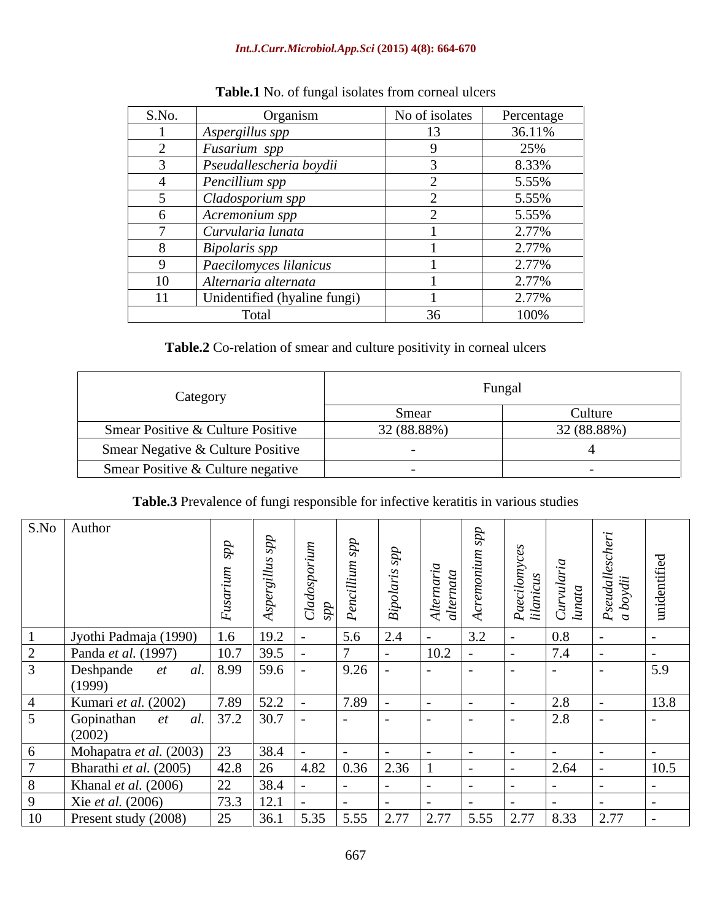**Table.1** No. of fungal isolates from corneal ulcers

| S.No. | Organism | No of isolates | Percentage |
|---|---|---|---|
| 1 | *Aspergillus spp* | 13 | 36.11% |
| 2 | *Fusarium spp* | 9 | 25% |
| 3 | *Pseudallescheria boydii* | 3 | 8.33% |
| 4 | *Pencillium spp* | 2 | 5.55% |
| 5 | *Cladosporium spp* | 2 | 5.55% |
| 6 | *Acremonium spp* | 2 | 5.55% |
| 7 | *Curvularia lunata* | 1 | 2.77% |
| 8 | *Bipolaris spp* | 1 | 2.77% |
| 9 | *Paecilomyces lilanicus* | 1 | 2.77% |
| 10 | *Alternaria alternata* | 1 | 2.77% |
| 11 | Unidentified (hyaline fungi) | 1 | 2.77% |
| Total | | 36 | 100% |

**Table.2** Co-relation of smear and culture positivity in corneal ulcers

| Category | Fungal | |
|---|---|---|
| | Smear | Culture |
| Smear Positive & Culture Positive | 32 (88.88%) | 32 (88.88%) |
| Smear Negative & Culture Positive | - | 4 |
| Smear Positive & Culture negative | - | - |

**Table.3** Prevalence of fungi responsible for infective keratitis in various studies

| S.No | Author | *Fusarium spp* | *Aspergillus spp* | *Cladosporium spp* | *Pencillium spp* | *Bipolaris spp* | *Alternaria alternata* | *Acremonium spp* | *Paecilomyces lilanicus* | *Curvularia lunata* | *Pseudallescheria boydii* | unidentified |
|---|---|---|---|---|---|---|---|---|---|---|---|---|
| 1 | Jyothi Padmaja (1990) | 1.6 | 19.2 | - | 5.6 | 2.4 | - | 3.2 | - | 0.8 | - | - |
| 2 | Panda *et al.* (1997) | 10.7 | 39.5 | - | 7 | - | 10.2 | - | - | 7.4 | - | - |
| 3 | Deshpande *et al.* (1999) | 8.99 | 59.6 | - | 9.26 | - | - | - | - | - | - | 5.9 |
| 4 | Kumari *et al.* (2002) | 7.89 | 52.2 | - | 7.89 | - | - | - | - | 2.8 | - | 13.8 |
| 5 | Gopinathan *et al.* (2002) | 37.2 | 30.7 | - | - | - | - | - | - | 2.8 | - | - |
| 6 | Mohapatra *et al.* (2003) | 23 | 38.4 | - | - | - | - | - | - | - | - | - |
| 7 | Bharathi *et al.* (2005) | 42.8 | 26 | 4.82 | 0.36 | 2.36 | 1 | - | - | 2.64 | - | 10.5 |
| 8 | Khanal *et al.* (2006) | 22 | 38.4 | - | - | - | - | - | - | - | - | - |
| 9 | Xie *et al.* (2006) | 73.3 | 12.1 | - | - | - | - | - | - | - | - | - |
| 10 | Present study (2008) | 25 | 36.1 | 5.35 | 5.55 | 2.77 | 2.77 | 5.55 | 2.77 | 8.33 | 2.77 | - |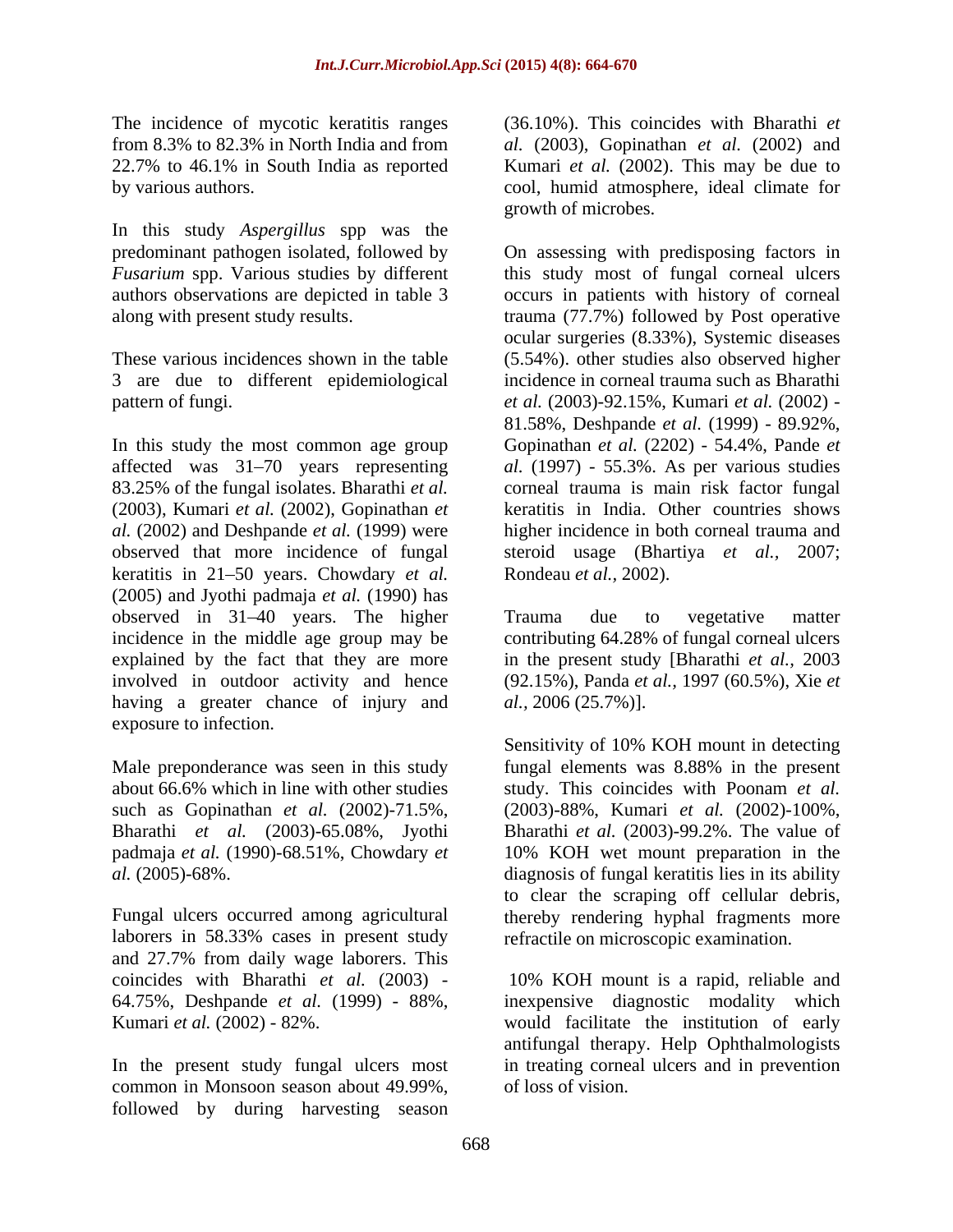The incidence of mycotic keratitis ranges from 8.3% to 82.3% in North India and from 22.7% to 46.1% in South India as reported by various authors.

In this study *Aspergillus* spp was the predominant pathogen isolated, followed by *Fusarium* spp. Various studies by different authors observations are depicted in table 3 along with present study results.

These various incidences shown in the table 3 are due to different epidemiological pattern of fungi.

In this study the most common age group affected was 31–70 years representing 83.25% of the fungal isolates. Bharathi *et al.* (2003), Kumari *et al.* (2002), Gopinathan *et al.* (2002) and Deshpande *et al.* (1999) were observed that more incidence of fungal keratitis in 21–50 years. Chowdary *et al.* (2005) and Jyothi padmaja *et al.* (1990) has observed in 31–40 years. The higher incidence in the middle age group may be explained by the fact that they are more involved in outdoor activity and hence having a greater chance of injury and exposure to infection.

Male preponderance was seen in this study about 66.6% which in line with other studies such as Gopinathan *et al.* (2002)-71.5%, Bharathi *et al.* (2003)-65.08%, Jyothi padmaja *et al.* (1990)-68.51%, Chowdary *et al.* (2005)-68%.

Fungal ulcers occurred among agricultural laborers in 58.33% cases in present study and 27.7% from daily wage laborers. This coincides with Bharathi *et al.* (2003) - 64.75%, Deshpande *et al.* (1999) - 88%, Kumari *et al.* (2002) - 82%.

In the present study fungal ulcers most common in Monsoon season about 49.99%, followed by during harvesting season (36.10%). This coincides with Bharathi *et al.* (2003), Gopinathan *et al.* (2002) and Kumari *et al.* (2002). This may be due to cool, humid atmosphere, ideal climate for growth of microbes.

On assessing with predisposing factors in this study most of fungal corneal ulcers occurs in patients with history of corneal trauma (77.7%) followed by Post operative ocular surgeries (8.33%), Systemic diseases (5.54%). other studies also observed higher incidence in corneal trauma such as Bharathi *et al.* (2003)-92.15%, Kumari *et al.* (2002) - 81.58%, Deshpande *et al.* (1999) - 89.92%, Gopinathan *et al.* (2202) - 54.4%, Pande *et al.* (1997) - 55.3%. As per various studies corneal trauma is main risk factor fungal keratitis in India. Other countries shows higher incidence in both corneal trauma and steroid usage (Bhartiya *et al.,* 2007; Rondeau *et al.,* 2002).

Trauma due to vegetative matter contributing 64.28% of fungal corneal ulcers in the present study [Bharathi *et al.,* 2003 (92.15%), Panda *et al.,* 1997 (60.5%), Xie *et al.,* 2006 (25.7%)].

Sensitivity of 10% KOH mount in detecting fungal elements was 8.88% in the present study. This coincides with Poonam *et al.* (2003)-88%, Kumari *et al.* (2002)-100%, Bharathi *et al.* (2003)-99.2%. The value of 10% KOH wet mount preparation in the diagnosis of fungal keratitis lies in its ability to clear the scraping off cellular debris, thereby rendering hyphal fragments more refractile on microscopic examination.

10% KOH mount is a rapid, reliable and inexpensive diagnostic modality which would facilitate the institution of early antifungal therapy. Help Ophthalmologists in treating corneal ulcers and in prevention of loss of vision.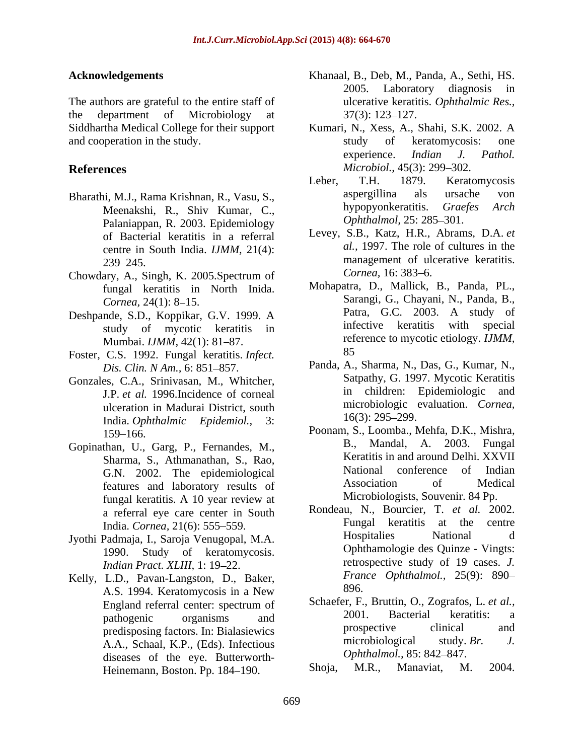## Acknowledgements

The authors are grateful to the entire staff of the department of Microbiology at Siddhartha Medical College for their support and cooperation in the study.

## References

Bharathi, M.J., Rama Krishnan, R., Vasu, S., Meenakshi, R., Shiv Kumar, C., Palaniappan, R. 2003. Epidemiology of Bacterial keratitis in a referral centre in South India. *IJMM,* 21(4): 239–245.

Chowdary, A., Singh, K. 2005.Spectrum of fungal keratitis in North Inida. *Cornea,* 24(1): 8–15.

Deshpande, S.D., Koppikar, G.V. 1999. A study of mycotic keratitis in Mumbai. *IJMM,* 42(1): 81–87.

Foster, C.S. 1992. Fungal keratitis. *Infect. Dis. Clin. N Am.,* 6: 851–857.

Gonzales, C.A., Srinivasan, M., Whitcher, J.P. *et al.* 1996.Incidence of corneal ulceration in Madurai District, south India. *Ophthalmic Epidemiol.,* 3: 159–166.

Gopinathan, U., Garg, P., Fernandes, M., Sharma, S., Athmanathan, S., Rao, G.N. 2002. The epidemiological features and laboratory results of fungal keratitis. A 10 year review at a referral eye care center in South India. *Cornea,* 21(6): 555–559.

Jyothi Padmaja, I., Saroja Venugopal, M.A. 1990. Study of keratomycosis. *Indian Pract. XLIII,* 1: 19–22.

Kelly, L.D., Pavan-Langston, D., Baker, A.S. 1994. Keratomycosis in a New England referral center: spectrum of pathogenic organisms and predisposing factors. In: Bialasiewics A.A., Schaal, K.P., (Eds). Infectious diseases of the eye. Butterworth-Heinemann, Boston. Pp. 184–190.

Khanaal, B., Deb, M., Panda, A., Sethi, HS. 2005. Laboratory diagnosis in ulcerative keratitis. *Ophthalmic Res.,* 37(3): 123–127.

Kumari, N., Xess, A., Shahi, S.K. 2002. A study of keratomycosis: one experience. *Indian J. Pathol. Microbiol.,* 45(3): 299–302.

Leber, T.H. 1879. Keratomycosis aspergillina als ursache von hypopyonkeratitis. *Graefes Arch Ophthalmol,* 25: 285–301.

Levey, S.B., Katz, H.R., Abrams, D.A. *et al.,* 1997. The role of cultures in the management of ulcerative keratitis. *Cornea,* 16: 383–6.

Mohapatra, D., Mallick, B., Panda, PL., Sarangi, G., Chayani, N., Panda, B., Patra, G.C. 2003. A study of infective keratitis with special reference to mycotic etiology. *IJMM,* 85

Panda, A., Sharma, N., Das, G., Kumar, N., Satpathy, G. 1997. Mycotic Keratitis in children: Epidemiologic and microbiologic evaluation. *Cornea,* 16(3): 295–299.

Poonam, S., Loomba., Mehfa, D.K., Mishra, B., Mandal, A. 2003. Fungal Keratitis in and around Delhi. XXVII National conference of Indian Association of Medical Microbiologists, Souvenir. 84 Pp.

Rondeau, N., Bourcier, T. *et al.* 2002. Fungal keratitis at the centre Hospitalies National d Ophthamologie des Quinze - Vingts: retrospective study of 19 cases. *J. France Ophthalmol.,* 25(9): 890–896.

Schaefer, F., Bruttin, O., Zografos, L. *et al.,* 2001. Bacterial keratitis: a prospective clinical and microbiological study. *Br. J. Ophthalmol.,* 85: 842–847.

Shoja, M.R., Manaviat, M. 2004.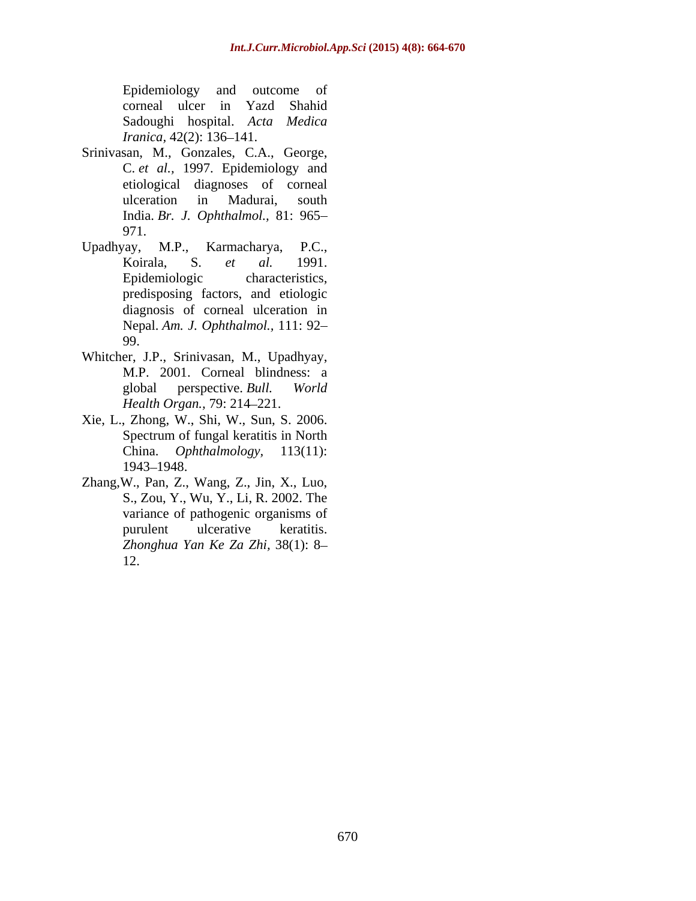Epidemiology and outcome of corneal ulcer in Yazd Shahid Sadoughi hospital. *Acta Medica Iranica,* 42(2): 136–141.

Srinivasan, M., Gonzales, C.A., George, C. *et al.*, 1997. Epidemiology and etiological diagnoses of corneal ulceration in Madurai, south India. *Br. J. Ophthalmol.,* 81: 965–971.

Upadhyay, M.P., Karmacharya, P.C., Koirala, S. *et al.* 1991. Epidemiologic characteristics, predisposing factors, and etiologic diagnosis of corneal ulceration in Nepal. *Am. J. Ophthalmol.,* 111: 92–99.

Whitcher, J.P., Srinivasan, M., Upadhyay, M.P. 2001. Corneal blindness: a global perspective. *Bull. World Health Organ.,* 79: 214–221.

Xie, L., Zhong, W., Shi, W., Sun, S. 2006. Spectrum of fungal keratitis in North China. *Ophthalmology,* 113(11): 1943–1948.

Zhang,W., Pan, Z., Wang, Z., Jin, X., Luo, S., Zou, Y., Wu, Y., Li, R. 2002. The variance of pathogenic organisms of purulent ulcerative keratitis. *Zhonghua Yan Ke Za Zhi,* 38(1): 8–12.